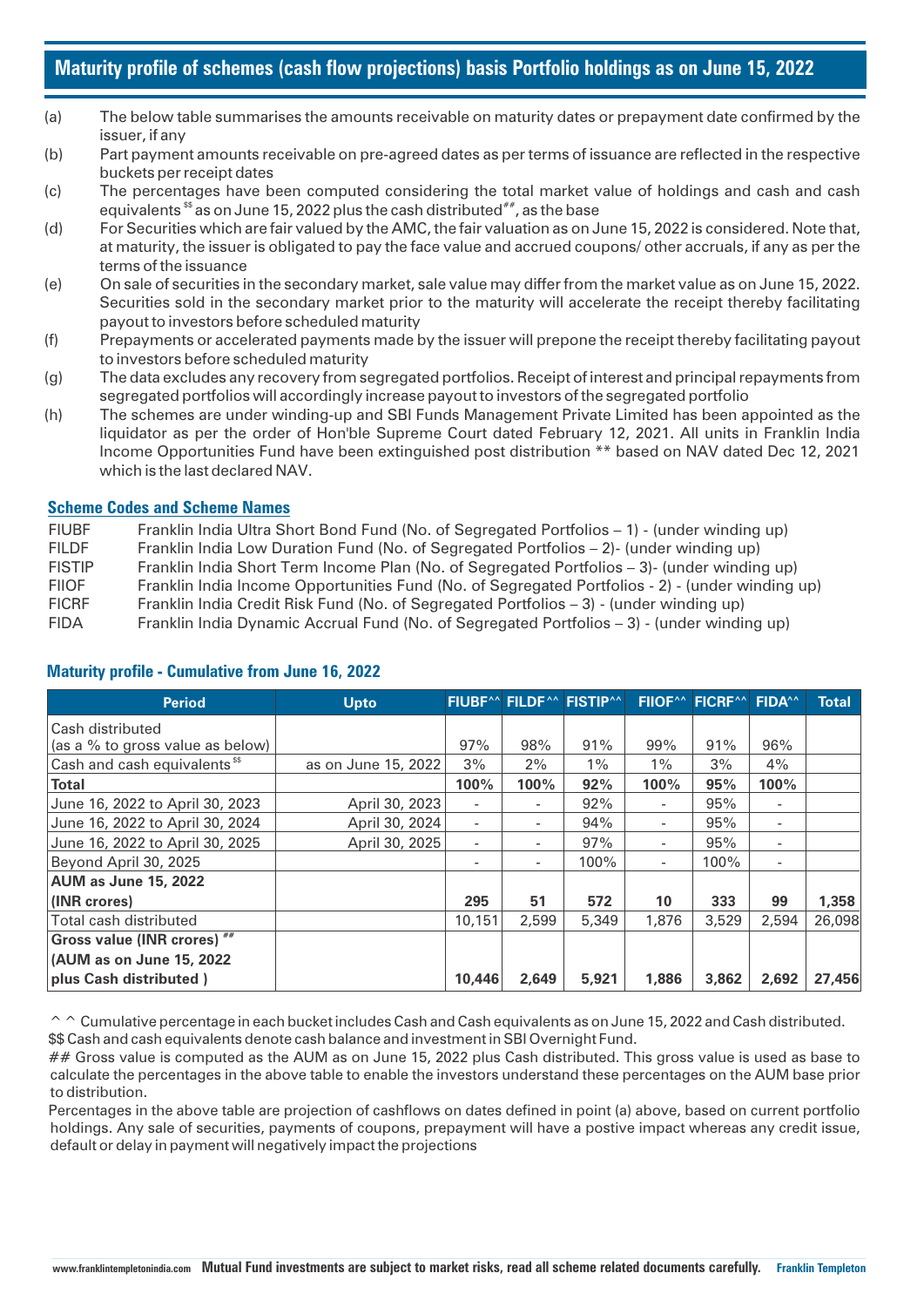# Maturity profile of schemes (cash flow projections) basis Portfolio holdings as on June 15, 2022

(a) The below table summarises the amounts receivable on maturity dates or prepayment date confirmed by the issuer, if any

(b) Part payment amounts receivable on pre-agreed dates as per terms of issuance are reflected in the respective buckets per receipt dates

(c) The percentages have been computed considering the total market value of holdings and cash and cash equivalents $$ as on June 15, 2022 plus the cash distributed##, as the base

(d) For Securities which are fair valued by the AMC, the fair valuation as on June 15, 2022 is considered. Note that, at maturity, the issuer is obligated to pay the face value and accrued coupons/ other accruals, if any as per the terms of the issuance

(e) On sale of securities in the secondary market, sale value may differ from the market value as on June 15, 2022. Securities sold in the secondary market prior to the maturity will accelerate the receipt thereby facilitating payout to investors before scheduled maturity

(f) Prepayments or accelerated payments made by the issuer will prepone the receipt thereby facilitating payout to investors before scheduled maturity

(g) The data excludes any recovery from segregated portfolios. Receipt of interest and principal repayments from segregated portfolios will accordingly increase payout to investors of the segregated portfolio

(h) The schemes are under winding-up and SBI Funds Management Private Limited has been appointed as the liquidator as per the order of Hon'ble Supreme Court dated February 12, 2021. All units in Franklin India Income Opportunities Fund have been extinguished post distribution ** based on NAV dated Dec 12, 2021 which is the last declared NAV.

## Scheme Codes and Scheme Names

| | |
|---|---|
| FIUBF | Franklin India Ultra Short Bond Fund (No. of Segregated Portfolios – 1) - (under winding up) |
| FILDF | Franklin India Low Duration Fund (No. of Segregated Portfolios – 2)- (under winding up) |
| FISTIP | Franklin India Short Term Income Plan (No. of Segregated Portfolios – 3)- (under winding up) |
| FIIOF | Franklin India Income Opportunities Fund (No. of Segregated Portfolios - 2) - (under winding up) |
| FICRF | Franklin India Credit Risk Fund (No. of Segregated Portfolios – 3) - (under winding up) |
| FIDA | Franklin India Dynamic Accrual Fund (No. of Segregated Portfolios – 3) - (under winding up) |

## Maturity profile - Cumulative from June 16, 2022

| Period | Upto | FIUBF^^ | FILDF^^ | FISTIP^^ | FIIOF^^ | FICRF^^ | FIDA^^ | Total |
|---|---|---|---|---|---|---|---|---|
| Cash distributed (as a % to gross value as below) | | 97% | 98% | 91% | 99% | 91% | 96% | |
| Cash and cash equivalents $$ | as on June 15, 2022 | 3% | 2% | 1% | 1% | 3% | 4% | |
| **Total** | | **100%** | **100%** | **92%** | **100%** | **95%** | **100%** | |
| June 16, 2022 to April 30, 2023 | April 30, 2023 | - | - | 92% | - | 95% | - | |
| June 16, 2022 to April 30, 2024 | April 30, 2024 | - | - | 94% | - | 95% | - | |
| June 16, 2022 to April 30, 2025 | April 30, 2025 | - | - | 97% | - | 95% | - | |
| Beyond April 30, 2025 | | - | - | 100% | - | 100% | - | |
| **AUM as June 15, 2022 (INR crores)** | | **295** | **51** | **572** | **10** | **333** | **99** | **1,358** |
| Total cash distributed | | 10,151 | 2,599 | 5,349 | 1,876 | 3,529 | 2,594 | 26,098 |
| **Gross value (INR crores) ## (AUM as on June 15, 2022 plus Cash distributed )** | | **10,446** | **2,649** | **5,921** | **1,886** | **3,862** | **2,692** | **27,456** |

^ ^ Cumulative percentage in each bucket includes Cash and Cash equivalents as on June 15, 2022 and Cash distributed.

$$ Cash and cash equivalents denote cash balance and investment in SBI Overnight Fund.

## Gross value is computed as the AUM as on June 15, 2022 plus Cash distributed. This gross value is used as base to calculate the percentages in the above table to enable the investors understand these percentages on the AUM base prior to distribution.

Percentages in the above table are projection of cashflows on dates defined in point (a) above, based on current portfolio holdings. Any sale of securities, payments of coupons, prepayment will have a postive impact whereas any credit issue, default or delay in payment will negatively impact the projections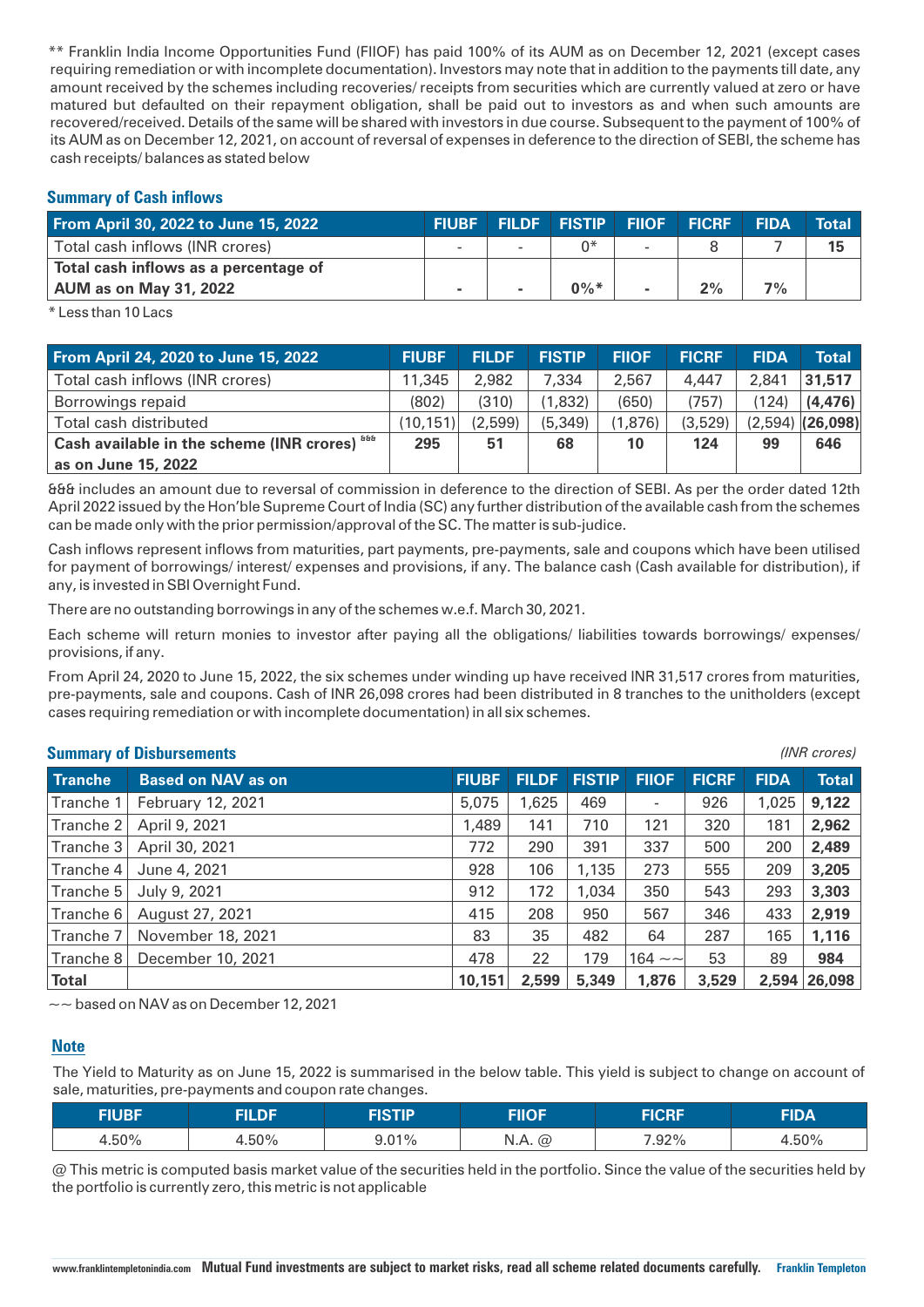** Franklin India Income Opportunities Fund (FIIOF) has paid 100% of its AUM as on December 12, 2021 (except cases requiring remediation or with incomplete documentation). Investors may note that in addition to the payments till date, any amount received by the schemes including recoveries/ receipts from securities which are currently valued at zero or have matured but defaulted on their repayment obligation, shall be paid out to investors as and when such amounts are recovered/received. Details of the same will be shared with investors in due course. Subsequent to the payment of 100% of its AUM as on December 12, 2021, on account of reversal of expenses in deference to the direction of SEBI, the scheme has cash receipts/ balances as stated below

### Summary of Cash inflows

| From April 30, 2022 to June 15, 2022 | FIUBF | FILDF | FISTIP | FIIOF | FICRF | FIDA | Total |
|---|---|---|---|---|---|---|---|
| Total cash inflows (INR crores) | - | - | 0* | - | 8 | 7 | **15** |
| **Total cash inflows as a percentage of AUM as on May 31, 2022** | **-** | **-** | **0%*** | **-** | **2%** | **7%** | |

* Less than 10 Lacs

| From April 24, 2020 to June 15, 2022 | FIUBF | FILDF | FISTIP | FIIOF | FICRF | FIDA | Total |
|---|---|---|---|---|---|---|---|
| Total cash inflows (INR crores) | 11,345 | 2,982 | 7,334 | 2,567 | 4,447 | 2,841 | **31,517** |
| Borrowings repaid | (802) | (310) | (1,832) | (650) | (757) | (124) | **(4,476)** |
| Total cash distributed | (10,151) | (2,599) | (5,349) | (1,876) | (3,529) | (2,594) | **(26,098)** |
| **Cash available in the scheme (INR crores) &&& as on June 15, 2022** | **295** | **51** | **68** | **10** | **124** | **99** | **646** |

&&& includes an amount due to reversal of commission in deference to the direction of SEBI. As per the order dated 12th April 2022 issued by the Hon'ble Supreme Court of India (SC) any further distribution of the available cash from the schemes can be made only with the prior permission/approval of the SC. The matter is sub-judice.

Cash inflows represent inflows from maturities, part payments, pre-payments, sale and coupons which have been utilised for payment of borrowings/ interest/ expenses and provisions, if any. The balance cash (Cash available for distribution), if any, is invested in SBI Overnight Fund.

There are no outstanding borrowings in any of the schemes w.e.f. March 30, 2021.

Each scheme will return monies to investor after paying all the obligations/ liabilities towards borrowings/ expenses/ provisions, if any.

From April 24, 2020 to June 15, 2022, the six schemes under winding up have received INR 31,517 crores from maturities, pre-payments, sale and coupons. Cash of INR 26,098 crores had been distributed in 8 tranches to the unitholders (except cases requiring remediation or with incomplete documentation) in all six schemes.

### Summary of Disbursements

*(INR crores)*

| Tranche | Based on NAV as on | FIUBF | FILDF | FISTIP | FIIOF | FICRF | FIDA | Total |
|---|---|---|---|---|---|---|---|---|
| Tranche 1 | February 12, 2021 | 5,075 | 1,625 | 469 | - | 926 | 1,025 | **9,122** |
| Tranche 2 | April 9, 2021 | 1,489 | 141 | 710 | 121 | 320 | 181 | **2,962** |
| Tranche 3 | April 30, 2021 | 772 | 290 | 391 | 337 | 500 | 200 | **2,489** |
| Tranche 4 | June 4, 2021 | 928 | 106 | 1,135 | 273 | 555 | 209 | **3,205** |
| Tranche 5 | July 9, 2021 | 912 | 172 | 1,034 | 350 | 543 | 293 | **3,303** |
| Tranche 6 | August 27, 2021 | 415 | 208 | 950 | 567 | 346 | 433 | **2,919** |
| Tranche 7 | November 18, 2021 | 83 | 35 | 482 | 64 | 287 | 165 | **1,116** |
| Tranche 8 | December 10, 2021 | 478 | 22 | 179 | 164 ~~ | 53 | 89 | **984** |
| **Total** | | **10,151** | **2,599** | **5,349** | **1,876** | **3,529** | **2,594** | **26,098** |

~~ based on NAV as on December 12, 2021

### Note

The Yield to Maturity as on June 15, 2022 is summarised in the below table. This yield is subject to change on account of sale, maturities, pre-payments and coupon rate changes.

| FIUBF | FILDF | FISTIP | FIIOF | FICRF | FIDA |
|---|---|---|---|---|---|
| 4.50% | 4.50% | 9.01% | N.A. @ | 7.92% | 4.50% |

@ This metric is computed basis market value of the securities held in the portfolio. Since the value of the securities held by the portfolio is currently zero, this metric is not applicable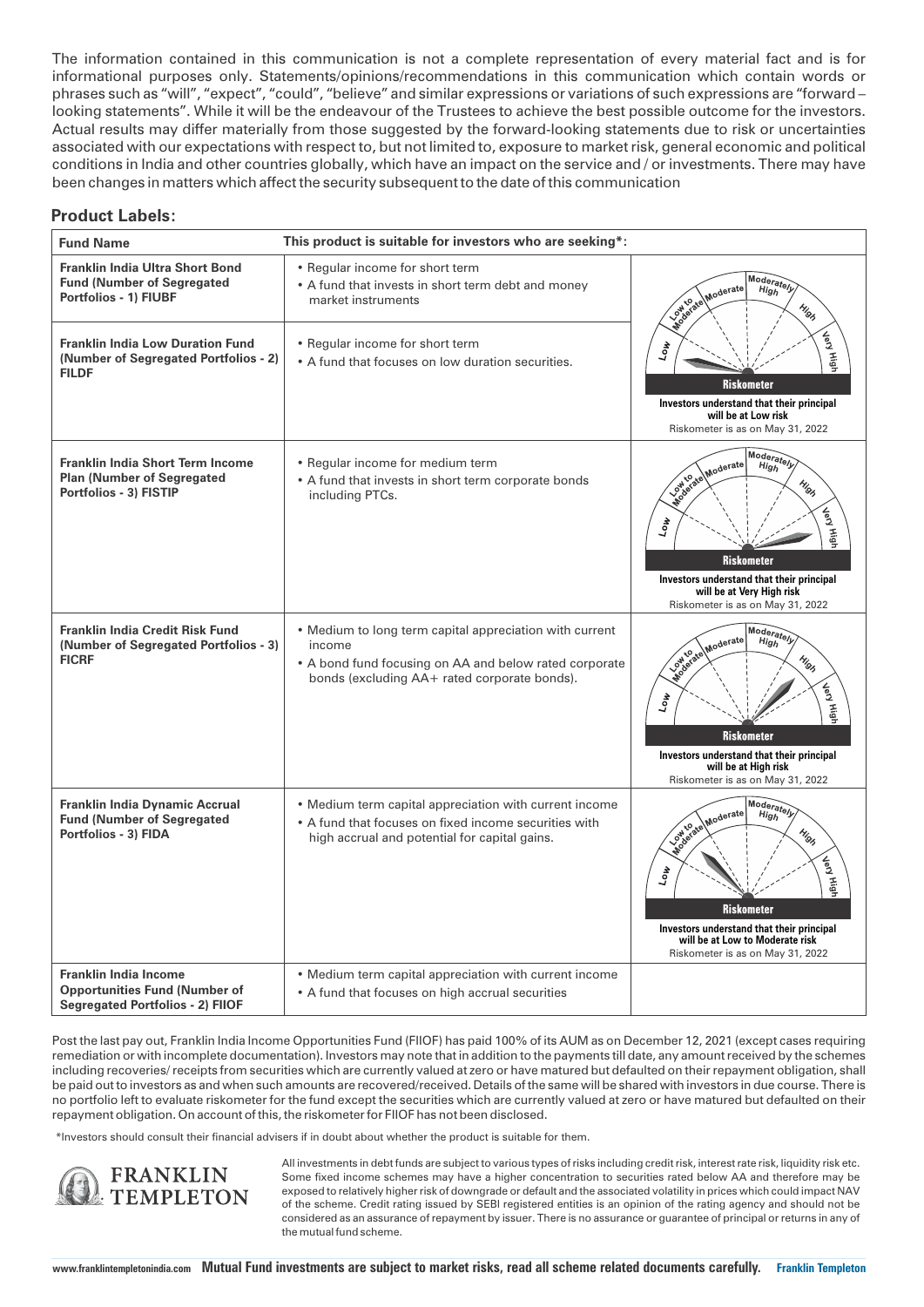The information contained in this communication is not a complete representation of every material fact and is for informational purposes only. Statements/opinions/recommendations in this communication which contain words or phrases such as "will", "expect", "could", "believe" and similar expressions or variations of such expressions are "forward – looking statements". While it will be the endeavour of the Trustees to achieve the best possible outcome for the investors. Actual results may differ materially from those suggested by the forward-looking statements due to risk or uncertainties associated with our expectations with respect to, but not limited to, exposure to market risk, general economic and political conditions in India and other countries globally, which have an impact on the service and / or investments. There may have been changes in matters which affect the security subsequent to the date of this communication

## Product Labels:

| Fund Name | This product is suitable for investors who are seeking*: | |
|---|---|---|
| **Franklin India Ultra Short Bond Fund (Number of Segregated Portfolios - 1) FIUBF** | • Regular income for short term<br>• A fund that invests in short term debt and money market instruments | Low to Moderate, Moderate, Moderately High, High, Low, Very High<br>Riskometer<br>**Investors understand that their principal will be at Low risk**<br>Riskometer is as on May 31, 2022 |
| **Franklin India Low Duration Fund (Number of Segregated Portfolios - 2) FILDF** | • Regular income for short term<br>• A fund that focuses on low duration securities. | |
| **Franklin India Short Term Income Plan (Number of Segregated Portfolios - 3) FISTIP** | • Regular income for medium term<br>• A fund that invests in short term corporate bonds including PTCs. | Low to Moderate, Moderate, Moderately High, High, Low, Very High<br>Riskometer<br>**Investors understand that their principal will be at Very High risk**<br>Riskometer is as on May 31, 2022 |
| **Franklin India Credit Risk Fund (Number of Segregated Portfolios - 3) FICRF** | • Medium to long term capital appreciation with current income<br>• A bond fund focusing on AA and below rated corporate bonds (excluding AA+ rated corporate bonds). | Low to Moderate, Moderate, Moderately High, High, Low, Very High<br>Riskometer<br>**Investors understand that their principal will be at High risk**<br>Riskometer is as on May 31, 2022 |
| **Franklin India Dynamic Accrual Fund (Number of Segregated Portfolios - 3) FIDA** | • Medium term capital appreciation with current income<br>• A fund that focuses on fixed income securities with high accrual and potential for capital gains. | Low to Moderate, Moderate, Moderately High, High, Low, Very High<br>Riskometer<br>**Investors understand that their principal will be at Low to Moderate risk**<br>Riskometer is as on May 31, 2022 |
| **Franklin India Income Opportunities Fund (Number of Segregated Portfolios - 2) FIIOF** | • Medium term capital appreciation with current income<br>• A fund that focuses on high accrual securities | |

Post the last pay out, Franklin India Income Opportunities Fund (FIIOF) has paid 100% of its AUM as on December 12, 2021 (except cases requiring remediation or with incomplete documentation). Investors may note that in addition to the payments till date, any amount received by the schemes including recoveries/ receipts from securities which are currently valued at zero or have matured but defaulted on their repayment obligation, shall be paid out to investors as and when such amounts are recovered/received. Details of the same will be shared with investors in due course. There is no portfolio left to evaluate riskometer for the fund except the securities which are currently valued at zero or have matured but defaulted on their repayment obligation. On account of this, the riskometer for FIIOF has not been disclosed.

*Investors should consult their financial advisers if in doubt about whether the product is suitable for them.

FRANKLIN TEMPLETON

All investments in debt funds are subject to various types of risks including credit risk, interest rate risk, liquidity risk etc. Some fixed income schemes may have a higher concentration to securities rated below AA and therefore may be exposed to relatively higher risk of downgrade or default and the associated volatility in prices which could impact NAV of the scheme. Credit rating issued by SEBI registered entities is an opinion of the rating agency and should not be considered as an assurance of repayment by issuer. There is no assurance or guarantee of principal or returns in any of the mutual fund scheme.

www.franklintempletonindia.com **Mutual Fund investments are subject to market risks, read all scheme related documents carefully.** Franklin Templeton